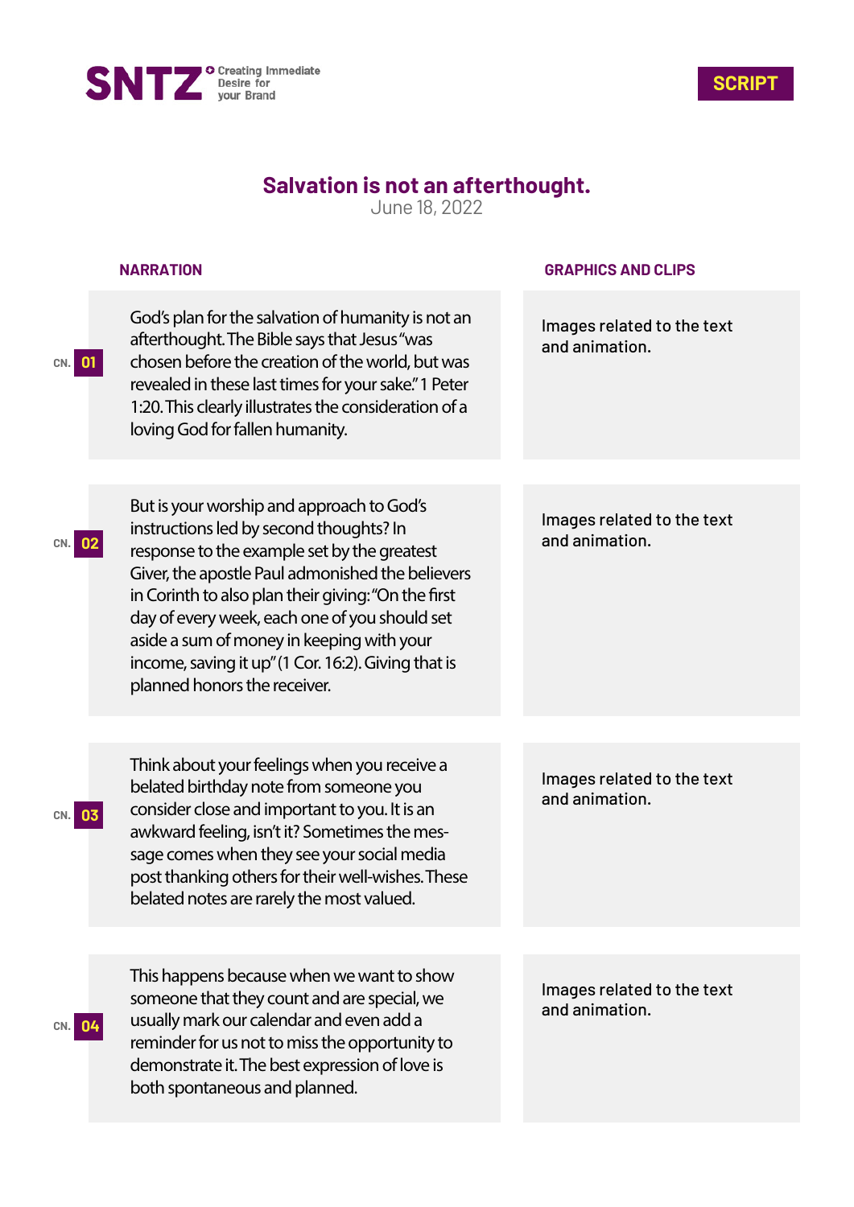SNTZ Creating Immediate Desire for your Brand

**SCRIPT**

# Salvation is not an afterthought.

June 18, 2022

| CN. | NARRATION | GRAPHICS AND CLIPS |
| --- | --- | --- |
| 01 | God's plan for the salvation of humanity is not an afterthought. The Bible says that Jesus "was chosen before the creation of the world, but was revealed in these last times for your sake." 1 Peter 1:20. This clearly illustrates the consideration of a loving God for fallen humanity. | Images related to the text and animation. |
| 02 | But is your worship and approach to God's instructions led by second thoughts? In response to the example set by the greatest Giver, the apostle Paul admonished the believers in Corinth to also plan their giving: "On the first day of every week, each one of you should set aside a sum of money in keeping with your income, saving it up" (1 Cor. 16:2). Giving that is planned honors the receiver. | Images related to the text and animation. |
| 03 | Think about your feelings when you receive a belated birthday note from someone you consider close and important to you. It is an awkward feeling, isn't it? Sometimes the message comes when they see your social media post thanking others for their well-wishes. These belated notes are rarely the most valued. | Images related to the text and animation. |
| 04 | This happens because when we want to show someone that they count and are special, we usually mark our calendar and even add a reminder for us not to miss the opportunity to demonstrate it. The best expression of love is both spontaneous and planned. | Images related to the text and animation. |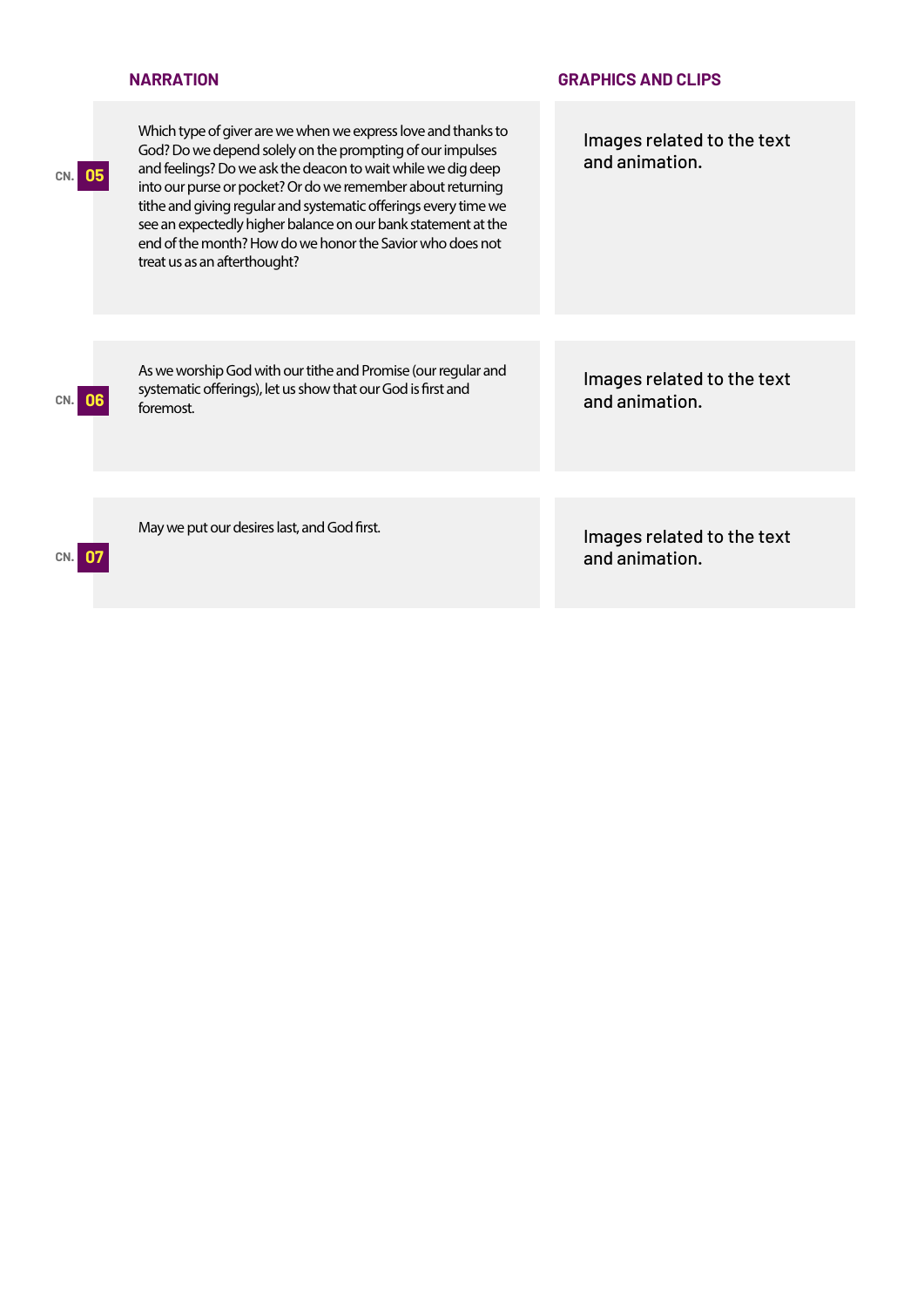| CN. | NARRATION | GRAPHICS AND CLIPS |
| --- | --- | --- |
| 05 | Which type of giver are we when we express love and thanks to God? Do we depend solely on the prompting of our impulses and feelings? Do we ask the deacon to wait while we dig deep into our purse or pocket? Or do we remember about returning tithe and giving regular and systematic offerings every time we see an expectedly higher balance on our bank statement at the end of the month? How do we honor the Savior who does not treat us as an afterthought? | Images related to the text and animation. |
| 06 | As we worship God with our tithe and Promise (our regular and systematic offerings), let us show that our God is first and foremost. | Images related to the text and animation. |
| 07 | May we put our desires last, and God first. | Images related to the text and animation. |